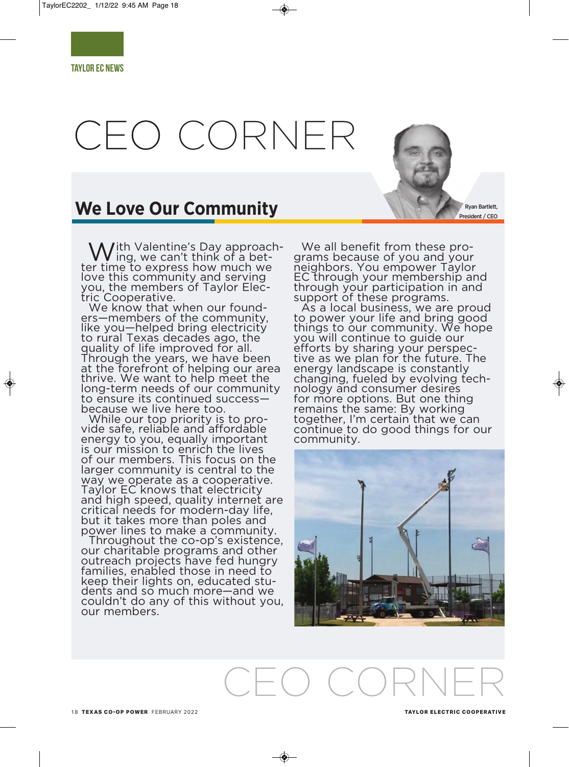TAYLOR EC NEWS

# CEO CORNER

## We Love Our Community

Ryan Bartlett, President / CEO

With Valentine's Day approaching, we can't think of a better time to express how much we love this community and serving you, the members of Taylor Electric Cooperative.

We know that when our founders—members of the community, like you—helped bring electricity to rural Texas decades ago, the quality of life improved for all. Through the years, we have been at the forefront of helping our area thrive. We want to help meet the long-term needs of our community to ensure its continued success—because we live here too.

While our top priority is to provide safe, reliable and affordable energy to you, equally important is our mission to enrich the lives of our members. This focus on the larger community is central to the way we operate as a cooperative. Taylor EC knows that electricity and high speed, quality internet are critical needs for modern-day life, but it takes more than poles and power lines to make a community.

Throughout the co-op's existence, our charitable programs and other outreach projects have fed hungry families, enabled those in need to keep their lights on, educated students and so much more—and we couldn't do any of this without you, our members.

We all benefit from these programs because of you and your neighbors. You empower Taylor EC through your membership and through your participation in and support of these programs.

As a local business, we are proud to power your life and bring good things to our community. We hope you will continue to guide our efforts by sharing your perspective as we plan for the future. The energy landscape is constantly changing, fueled by evolving technology and consumer desires for more options. But one thing remains the same: By working together, I'm certain that we can continue to do good things for our community.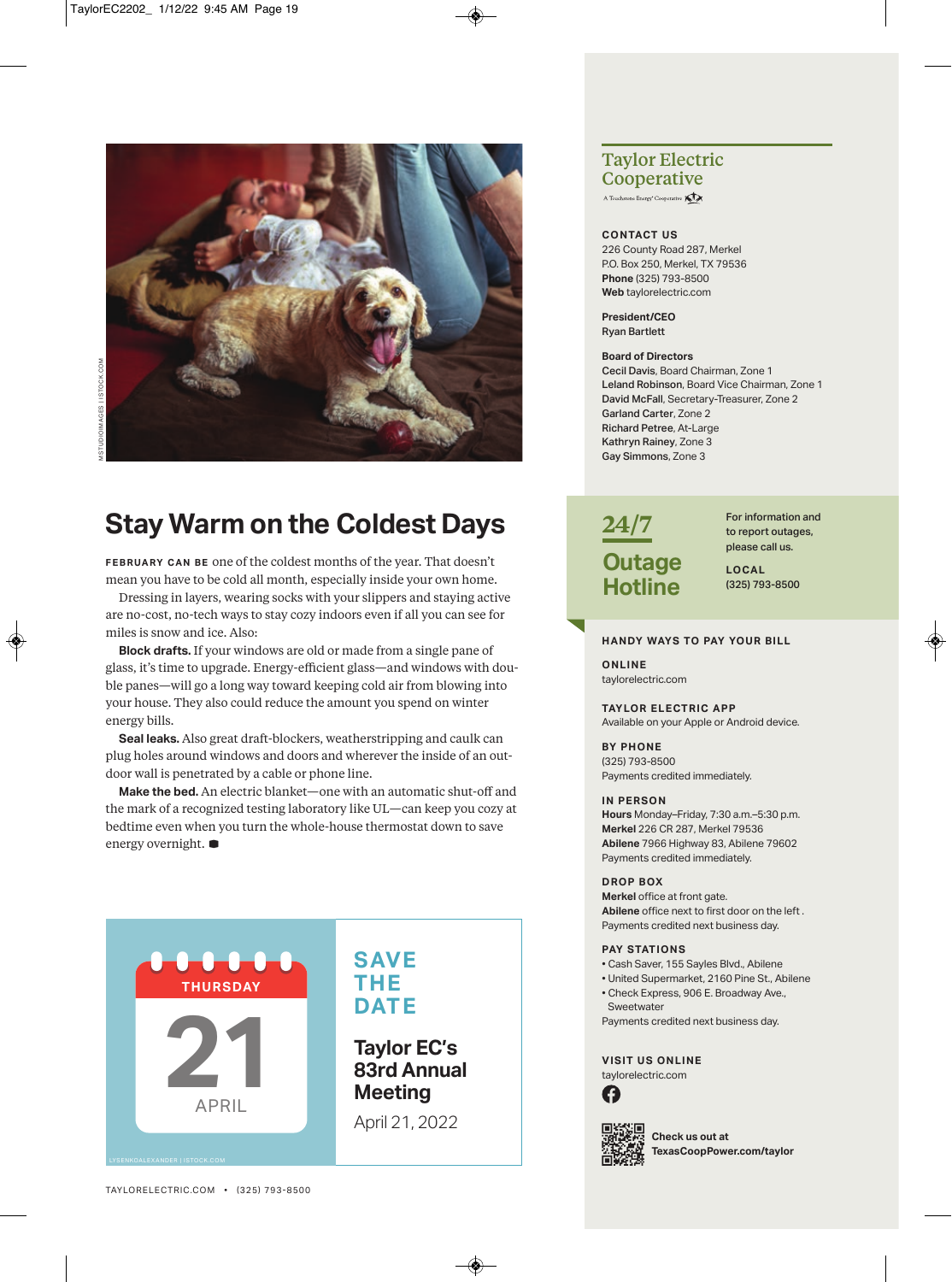MSTUDIOIMAGES | ISTOCK.COM

## Stay Warm on the Coldest Days

**FEBRUARY CAN BE** one of the coldest months of the year. That doesn't mean you have to be cold all month, especially inside your own home.

Dressing in layers, wearing socks with your slippers and staying active are no-cost, no-tech ways to stay cozy indoors even if all you can see for miles is snow and ice. Also:

**Block drafts.** If your windows are old or made from a single pane of glass, it's time to upgrade. Energy-efficient glass—and windows with double panes—will go a long way toward keeping cold air from blowing into your house. They also could reduce the amount you spend on winter energy bills.

**Seal leaks.** Also great draft-blockers, weatherstripping and caulk can plug holes around windows and doors and wherever the inside of an outdoor wall is penetrated by a cable or phone line.

**Make the bed.** An electric blanket—one with an automatic shut-off and the mark of a recognized testing laboratory like UL—can keep you cozy at bedtime even when you turn the whole-house thermostat down to save energy overnight. ■

THURSDAY 21 APRIL

**SAVE THE DATE**

**Taylor EC's 83rd Annual Meeting**

April 21, 2022

LYSENKOALEXANDER | ISTOCK.COM

## Taylor Electric Cooperative

A Touchstone Energy® Cooperative

**CONTACT US**
226 County Road 287, Merkel
P.O. Box 250, Merkel, TX 79536
**Phone** (325) 793-8500
**Web** taylorelectric.com

**President/CEO**
Ryan Bartlett

**Board of Directors**
**Cecil Davis**, Board Chairman, Zone 1
**Leland Robinson**, Board Vice Chairman, Zone 1
**David McFall**, Secretary-Treasurer, Zone 2
**Garland Carter**, Zone 2
**Richard Petree**, At-Large
**Kathryn Rainey**, Zone 3
**Gay Simmons**, Zone 3

### 24/7 Outage Hotline

For information and to report outages, please call us.

**LOCAL**
(325) 793-8500

**HANDY WAYS TO PAY YOUR BILL**

**ONLINE**
taylorelectric.com

**TAYLOR ELECTRIC APP**
Available on your Apple or Android device.

**BY PHONE**
(325) 793-8500
Payments credited immediately.

**IN PERSON**
**Hours** Monday–Friday, 7:30 a.m.–5:30 p.m.
**Merkel** 226 CR 287, Merkel 79536
**Abilene** 7966 Highway 83, Abilene 79602
Payments credited immediately.

**DROP BOX**
**Merkel** office at front gate.
**Abilene** office next to first door on the left .
Payments credited next business day.

**PAY STATIONS**
- Cash Saver, 155 Sayles Blvd., Abilene
- United Supermarket, 2160 Pine St., Abilene
- Check Express, 906 E. Broadway Ave., Sweetwater

Payments credited next business day.

**VISIT US ONLINE**
taylorelectric.com

**Check us out at TexasCoopPower.com/taylor**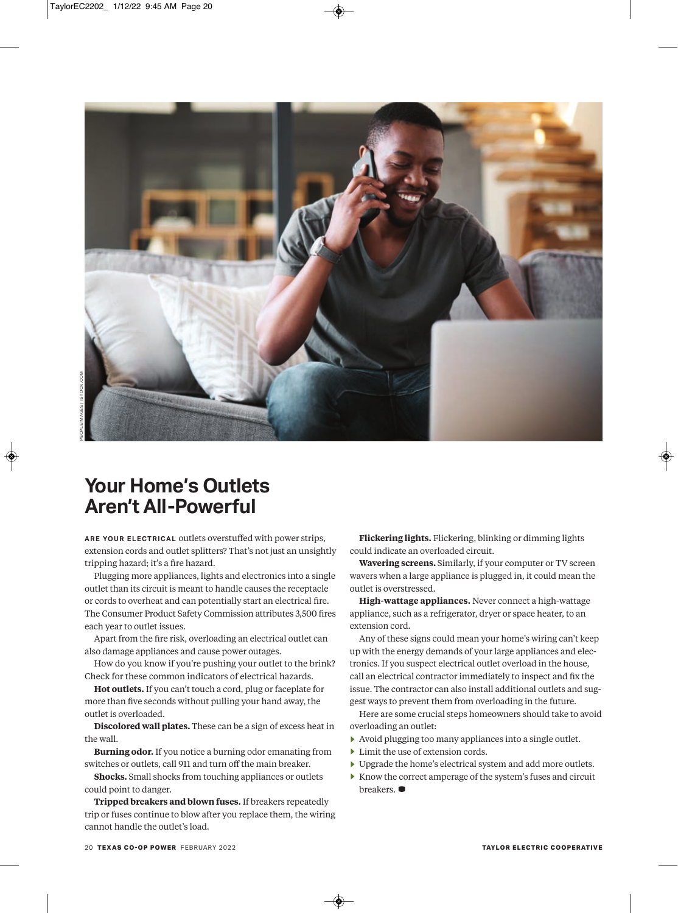# Your Home's Outlets Aren't All-Powerful

**ARE YOUR ELECTRICAL** outlets overstuffed with power strips, extension cords and outlet splitters? That's not just an unsightly tripping hazard; it's a fire hazard.

Plugging more appliances, lights and electronics into a single outlet than its circuit is meant to handle causes the receptacle or cords to overheat and can potentially start an electrical fire. The Consumer Product Safety Commission attributes 3,500 fires each year to outlet issues.

Apart from the fire risk, overloading an electrical outlet can also damage appliances and cause power outages.

How do you know if you're pushing your outlet to the brink? Check for these common indicators of electrical hazards.

**Hot outlets.** If you can't touch a cord, plug or faceplate for more than five seconds without pulling your hand away, the outlet is overloaded.

**Discolored wall plates.** These can be a sign of excess heat in the wall.

**Burning odor.** If you notice a burning odor emanating from switches or outlets, call 911 and turn off the main breaker.

**Shocks.** Small shocks from touching appliances or outlets could point to danger.

**Tripped breakers and blown fuses.** If breakers repeatedly trip or fuses continue to blow after you replace them, the wiring cannot handle the outlet's load.

**Flickering lights.** Flickering, blinking or dimming lights could indicate an overloaded circuit.

**Wavering screens.** Similarly, if your computer or TV screen wavers when a large appliance is plugged in, it could mean the outlet is overstressed.

**High-wattage appliances.** Never connect a high-wattage appliance, such as a refrigerator, dryer or space heater, to an extension cord.

Any of these signs could mean your home's wiring can't keep up with the energy demands of your large appliances and electronics. If you suspect electrical outlet overload in the house, call an electrical contractor immediately to inspect and fix the issue. The contractor can also install additional outlets and suggest ways to prevent them from overloading in the future.

Here are some crucial steps homeowners should take to avoid overloading an outlet:

- Avoid plugging too many appliances into a single outlet.
- Limit the use of extension cords.
- Upgrade the home's electrical system and add more outlets.
- Know the correct amperage of the system's fuses and circuit breakers.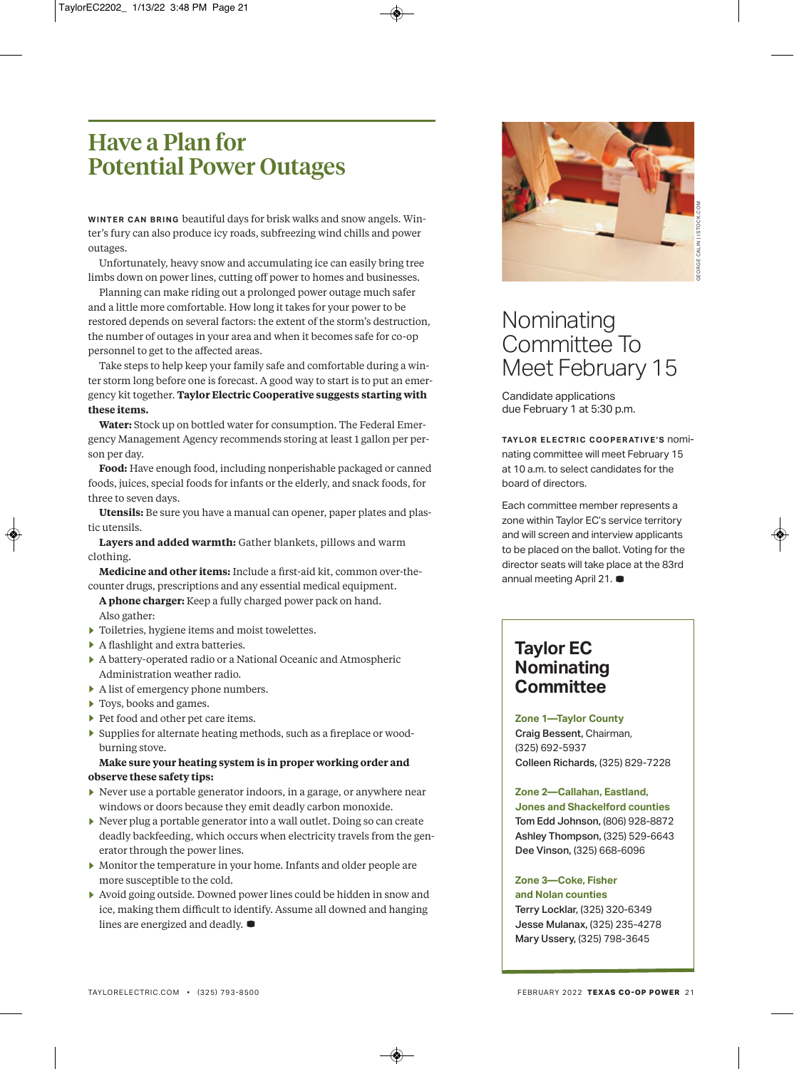# Have a Plan for Potential Power Outages

**WINTER CAN BRING** beautiful days for brisk walks and snow angels. Winter's fury can also produce icy roads, subfreezing wind chills and power outages.

Unfortunately, heavy snow and accumulating ice can easily bring tree limbs down on power lines, cutting off power to homes and businesses.

Planning can make riding out a prolonged power outage much safer and a little more comfortable. How long it takes for your power to be restored depends on several factors: the extent of the storm's destruction, the number of outages in your area and when it becomes safe for co-op personnel to get to the affected areas.

Take steps to help keep your family safe and comfortable during a winter storm long before one is forecast. A good way to start is to put an emergency kit together. **Taylor Electric Cooperative suggests starting with these items.**

**Water:** Stock up on bottled water for consumption. The Federal Emergency Management Agency recommends storing at least 1 gallon per person per day.

**Food:** Have enough food, including nonperishable packaged or canned foods, juices, special foods for infants or the elderly, and snack foods, for three to seven days.

**Utensils:** Be sure you have a manual can opener, paper plates and plastic utensils.

**Layers and added warmth:** Gather blankets, pillows and warm clothing.

**Medicine and other items:** Include a first-aid kit, common over-the-counter drugs, prescriptions and any essential medical equipment.

**A phone charger:** Keep a fully charged power pack on hand.

Also gather:

- Toiletries, hygiene items and moist towelettes.
- A flashlight and extra batteries.
- A battery-operated radio or a National Oceanic and Atmospheric Administration weather radio.
- A list of emergency phone numbers.
- Toys, books and games.
- Pet food and other pet care items.
- Supplies for alternate heating methods, such as a fireplace or wood-burning stove.

**Make sure your heating system is in proper working order and observe these safety tips:**

- Never use a portable generator indoors, in a garage, or anywhere near windows or doors because they emit deadly carbon monoxide.
- Never plug a portable generator into a wall outlet. Doing so can create deadly backfeeding, which occurs when electricity travels from the generator through the power lines.
- Monitor the temperature in your home. Infants and older people are more susceptible to the cold.
- Avoid going outside. Downed power lines could be hidden in snow and ice, making them difficult to identify. Assume all downed and hanging lines are energized and deadly.

GEORGE CALIN | ISTOCK.COM

# Nominating Committee To Meet February 15

Candidate applications due February 1 at 5:30 p.m.

**TAYLOR ELECTRIC COOPERATIVE'S** nominating committee will meet February 15 at 10 a.m. to select candidates for the board of directors.

Each committee member represents a zone within Taylor EC's service territory and will screen and interview applicants to be placed on the ballot. Voting for the director seats will take place at the 83rd annual meeting April 21.

## Taylor EC Nominating Committee

**Zone 1—Taylor County**
**Craig Bessent**, Chairman, (325) 692-5937
**Colleen Richards**, (325) 829-7228

**Zone 2—Callahan, Eastland, Jones and Shackelford counties**
**Tom Edd Johnson**, (806) 928-8872
**Ashley Thompson**, (325) 529-6643
**Dee Vinson**, (325) 668-6096

**Zone 3—Coke, Fisher and Nolan counties**
**Terry Locklar**, (325) 320-6349
**Jesse Mulanax**, (325) 235-4278
**Mary Ussery**, (325) 798-3645